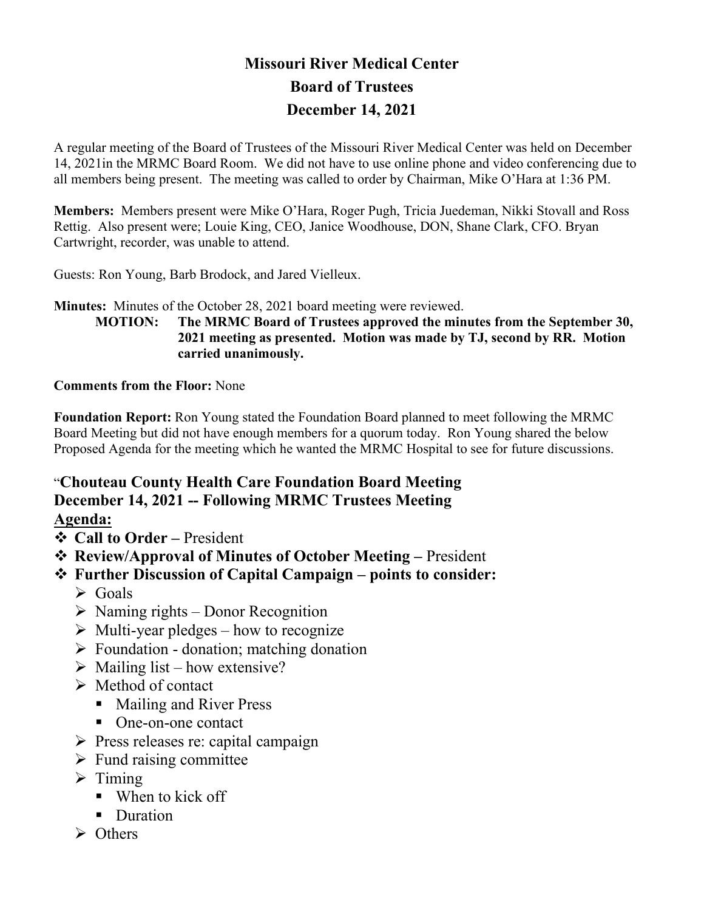# Missouri River Medical Center
## Board of Trustees
## December 14, 2021

A regular meeting of the Board of Trustees of the Missouri River Medical Center was held on December 14, 2021in the MRMC Board Room. We did not have to use online phone and video conferencing due to all members being present. The meeting was called to order by Chairman, Mike O'Hara at 1:36 PM.

**Members:** Members present were Mike O'Hara, Roger Pugh, Tricia Juedeman, Nikki Stovall and Ross Rettig. Also present were; Louie King, CEO, Janice Woodhouse, DON, Shane Clark, CFO. Bryan Cartwright, recorder, was unable to attend.

Guests: Ron Young, Barb Brodock, and Jared Vielleux.

**Minutes:** Minutes of the October 28, 2021 board meeting were reviewed.

> **MOTION: The MRMC Board of Trustees approved the minutes from the September 30, 2021 meeting as presented. Motion was made by TJ, second by RR. Motion carried unanimously.**

**Comments from the Floor:** None

**Foundation Report:** Ron Young stated the Foundation Board planned to meet following the MRMC Board Meeting but did not have enough members for a quorum today. Ron Young shared the below Proposed Agenda for the meeting which he wanted the MRMC Hospital to see for future discussions.

### "Chouteau County Health Care Foundation Board Meeting
### December 14, 2021 -- Following MRMC Trustees Meeting
### <u>Agenda:</u>

- **Call to Order –** President
- **Review/Approval of Minutes of October Meeting –** President
- **Further Discussion of Capital Campaign – points to consider:**
  - Goals
  - Naming rights – Donor Recognition
  - Multi-year pledges – how to recognize
  - Foundation - donation; matching donation
  - Mailing list – how extensive?
  - Method of contact
    - Mailing and River Press
    - One-on-one contact
  - Press releases re: capital campaign
  - Fund raising committee
  - Timing
    - When to kick off
    - Duration
  - Others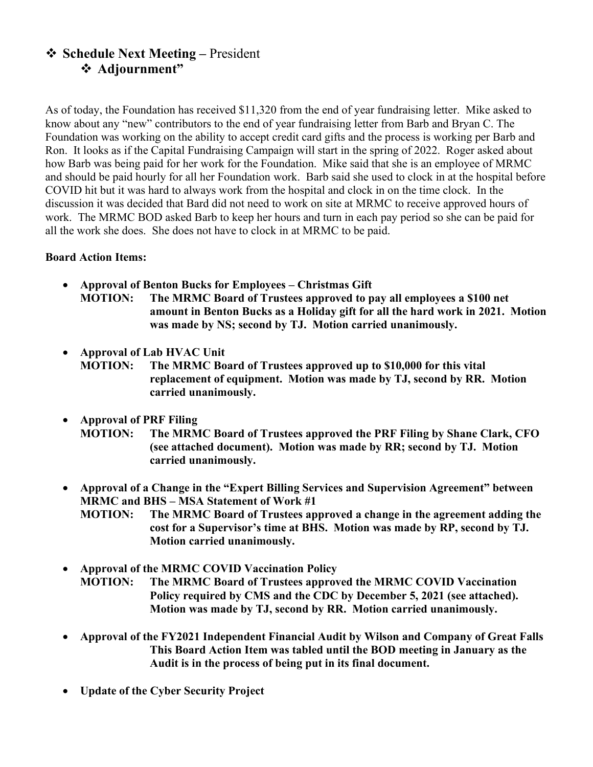- ❖ **Schedule Next Meeting –** President
  - ❖ **Adjournment"**

As of today, the Foundation has received $11,320 from the end of year fundraising letter. Mike asked to know about any "new" contributors to the end of year fundraising letter from Barb and Bryan C. The Foundation was working on the ability to accept credit card gifts and the process is working per Barb and Ron. It looks as if the Capital Fundraising Campaign will start in the spring of 2022. Roger asked about how Barb was being paid for her work for the Foundation. Mike said that she is an employee of MRMC and should be paid hourly for all her Foundation work. Barb said she used to clock in at the hospital before COVID hit but it was hard to always work from the hospital and clock in on the time clock. In the discussion it was decided that Bard did not need to work on site at MRMC to receive approved hours of work. The MRMC BOD asked Barb to keep her hours and turn in each pay period so she can be paid for all the work she does. She does not have to clock in at MRMC to be paid.

**Board Action Items:**

- **Approval of Benton Bucks for Employees – Christmas Gift**
  **MOTION: The MRMC Board of Trustees approved to pay all employees a $100 net amount in Benton Bucks as a Holiday gift for all the hard work in 2021. Motion was made by NS; second by TJ. Motion carried unanimously.**

- **Approval of Lab HVAC Unit**
  **MOTION: The MRMC Board of Trustees approved up to $10,000 for this vital replacement of equipment. Motion was made by TJ, second by RR. Motion carried unanimously.**

- **Approval of PRF Filing**
  **MOTION: The MRMC Board of Trustees approved the PRF Filing by Shane Clark, CFO (see attached document). Motion was made by RR; second by TJ. Motion carried unanimously.**

- **Approval of a Change in the "Expert Billing Services and Supervision Agreement" between MRMC and BHS – MSA Statement of Work #1**
  **MOTION: The MRMC Board of Trustees approved a change in the agreement adding the cost for a Supervisor's time at BHS. Motion was made by RP, second by TJ. Motion carried unanimously.**

- **Approval of the MRMC COVID Vaccination Policy**
  **MOTION: The MRMC Board of Trustees approved the MRMC COVID Vaccination Policy required by CMS and the CDC by December 5, 2021 (see attached). Motion was made by TJ, second by RR. Motion carried unanimously.**

- **Approval of the FY2021 Independent Financial Audit by Wilson and Company of Great Falls**
  **This Board Action Item was tabled until the BOD meeting in January as the Audit is in the process of being put in its final document.**

- **Update of the Cyber Security Project**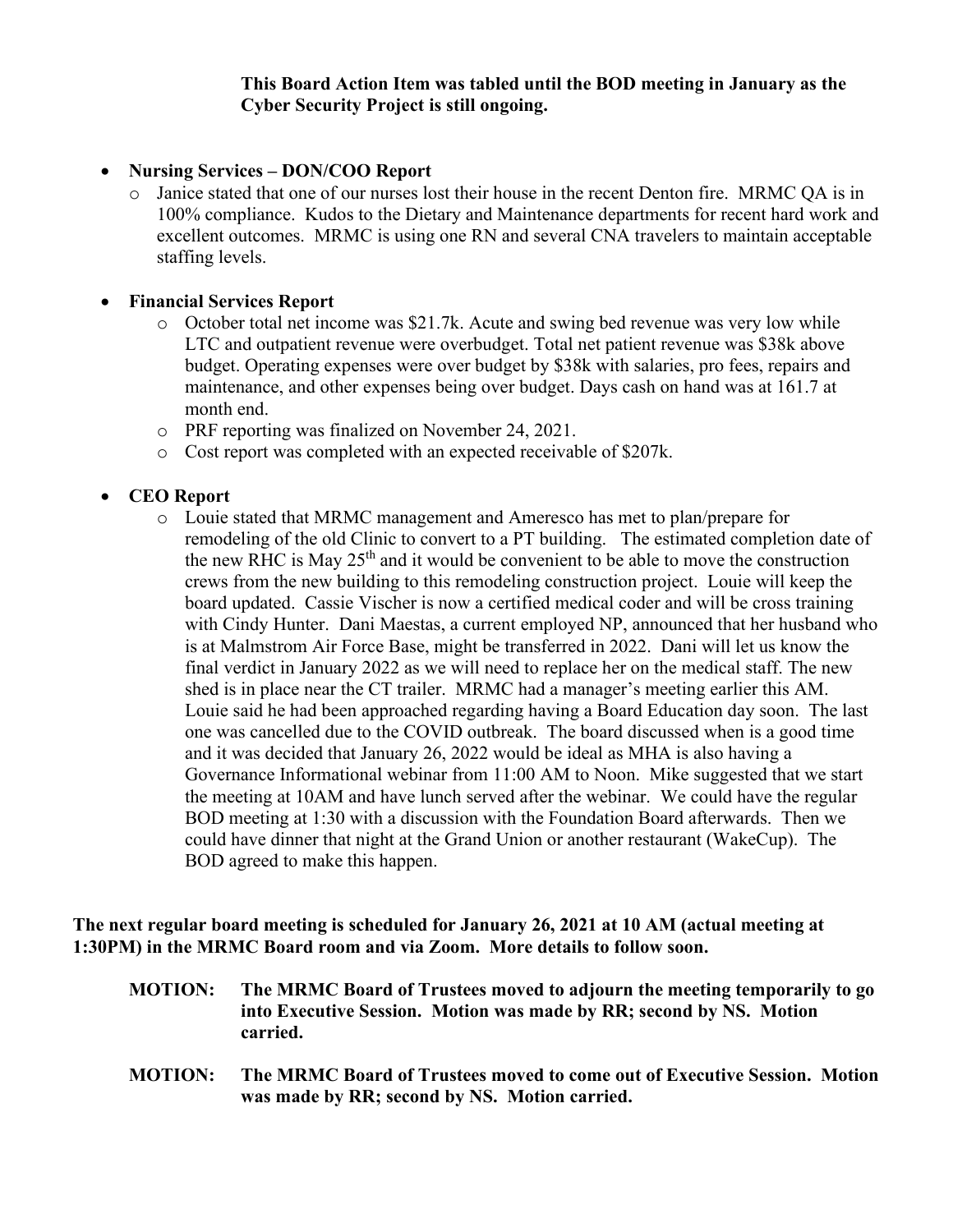**This Board Action Item was tabled until the BOD meeting in January as the Cyber Security Project is still ongoing.**

- **Nursing Services – DON/COO Report**
  - Janice stated that one of our nurses lost their house in the recent Denton fire. MRMC QA is in 100% compliance. Kudos to the Dietary and Maintenance departments for recent hard work and excellent outcomes. MRMC is using one RN and several CNA travelers to maintain acceptable staffing levels.

- **Financial Services Report**
  - October total net income was $21.7k. Acute and swing bed revenue was very low while LTC and outpatient revenue were overbudget. Total net patient revenue was $38k above budget. Operating expenses were over budget by $38k with salaries, pro fees, repairs and maintenance, and other expenses being over budget. Days cash on hand was at 161.7 at month end.
  - PRF reporting was finalized on November 24, 2021.
  - Cost report was completed with an expected receivable of $207k.

- **CEO Report**
  - Louie stated that MRMC management and Ameresco has met to plan/prepare for remodeling of the old Clinic to convert to a PT building. The estimated completion date of the new RHC is May 25th and it would be convenient to be able to move the construction crews from the new building to this remodeling construction project. Louie will keep the board updated. Cassie Vischer is now a certified medical coder and will be cross training with Cindy Hunter. Dani Maestas, a current employed NP, announced that her husband who is at Malmstrom Air Force Base, might be transferred in 2022. Dani will let us know the final verdict in January 2022 as we will need to replace her on the medical staff. The new shed is in place near the CT trailer. MRMC had a manager's meeting earlier this AM. Louie said he had been approached regarding having a Board Education day soon. The last one was cancelled due to the COVID outbreak. The board discussed when is a good time and it was decided that January 26, 2022 would be ideal as MHA is also having a Governance Informational webinar from 11:00 AM to Noon. Mike suggested that we start the meeting at 10AM and have lunch served after the webinar. We could have the regular BOD meeting at 1:30 with a discussion with the Foundation Board afterwards. Then we could have dinner that night at the Grand Union or another restaurant (WakeCup). The BOD agreed to make this happen.

**The next regular board meeting is scheduled for January 26, 2021 at 10 AM (actual meeting at 1:30PM) in the MRMC Board room and via Zoom. More details to follow soon.**

**MOTION: The MRMC Board of Trustees moved to adjourn the meeting temporarily to go into Executive Session. Motion was made by RR; second by NS. Motion carried.**

**MOTION: The MRMC Board of Trustees moved to come out of Executive Session. Motion was made by RR; second by NS. Motion carried.**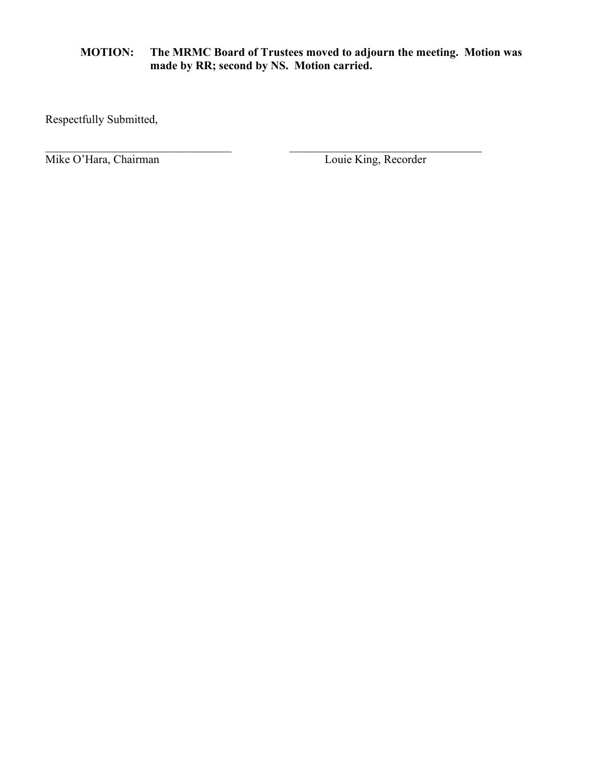**MOTION: The MRMC Board of Trustees moved to adjourn the meeting. Motion was made by RR; second by NS. Motion carried.**

Respectfully Submitted,

\_\_\_\_\_\_\_\_\_\_\_\_\_\_\_\_\_\_\_\_\_\_\_\_\_\_\_\_\_\_\_\_ \_\_\_\_\_\_\_\_\_\_\_\_\_\_\_\_\_\_\_\_\_\_\_\_\_\_\_\_\_\_\_\_\_

Mike O'Hara, Chairman Louie King, Recorder